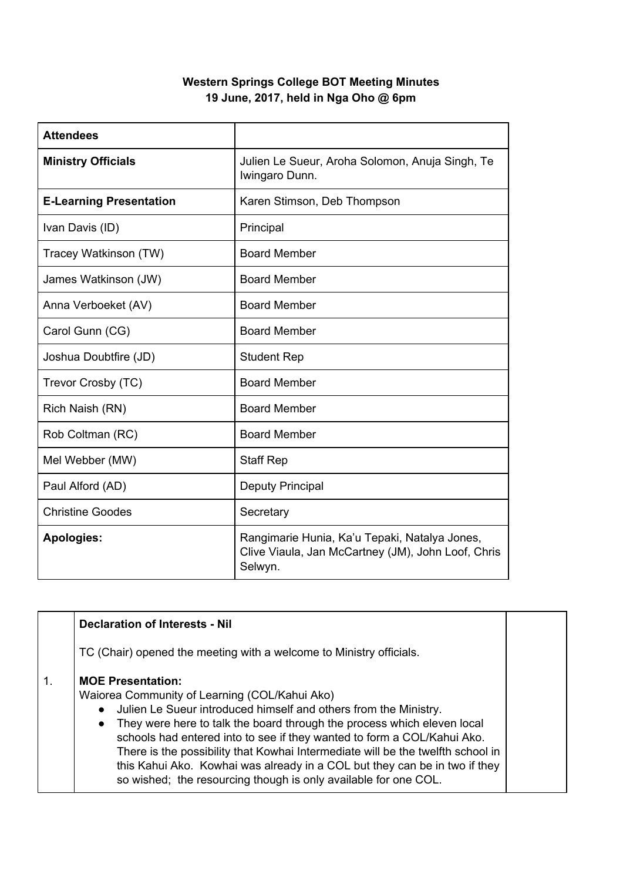**Western Springs College BOT Meeting Minutes**
**19 June, 2017, held in Nga Oho @ 6pm**

| **Attendees** | |
|---|---|
| **Ministry Officials** | Julien Le Sueur, Aroha Solomon, Anuja Singh, Te Iwingaro Dunn. |
| **E-Learning Presentation** | Karen Stimson, Deb Thompson |
| Ivan Davis (ID) | Principal |
| Tracey Watkinson (TW) | Board Member |
| James Watkinson (JW) | Board Member |
| Anna Verboeket (AV) | Board Member |
| Carol Gunn (CG) | Board Member |
| Joshua Doubtfire (JD) | Student Rep |
| Trevor Crosby (TC) | Board Member |
| Rich Naish (RN) | Board Member |
| Rob Coltman (RC) | Board Member |
| Mel Webber (MW) | Staff Rep |
| Paul Alford (AD) | Deputy Principal |
| Christine Goodes | Secretary |
| **Apologies:** | Rangimarie Hunia, Ka'u Tepaki, Natalya Jones, Clive Viaula, Jan McCartney (JM), John Loof, Chris Selwyn. |

| | | |
|---|---|---|
| 1. | **Declaration of Interests - Nil**<br><br>TC (Chair) opened the meeting with a welcome to Ministry officials.<br><br>**MOE Presentation:**<br>Waiorea Community of Learning (COL/Kahui Ako)<br>● Julien Le Sueur introduced himself and others from the Ministry.<br>● They were here to talk the board through the process which eleven local schools had entered into to see if they wanted to form a COL/Kahui Ako. There is the possibility that Kowhai Intermediate will be the twelfth school in this Kahui Ako. Kowhai was already in a COL but they can be in two if they so wished; the resourcing though is only available for one COL. | |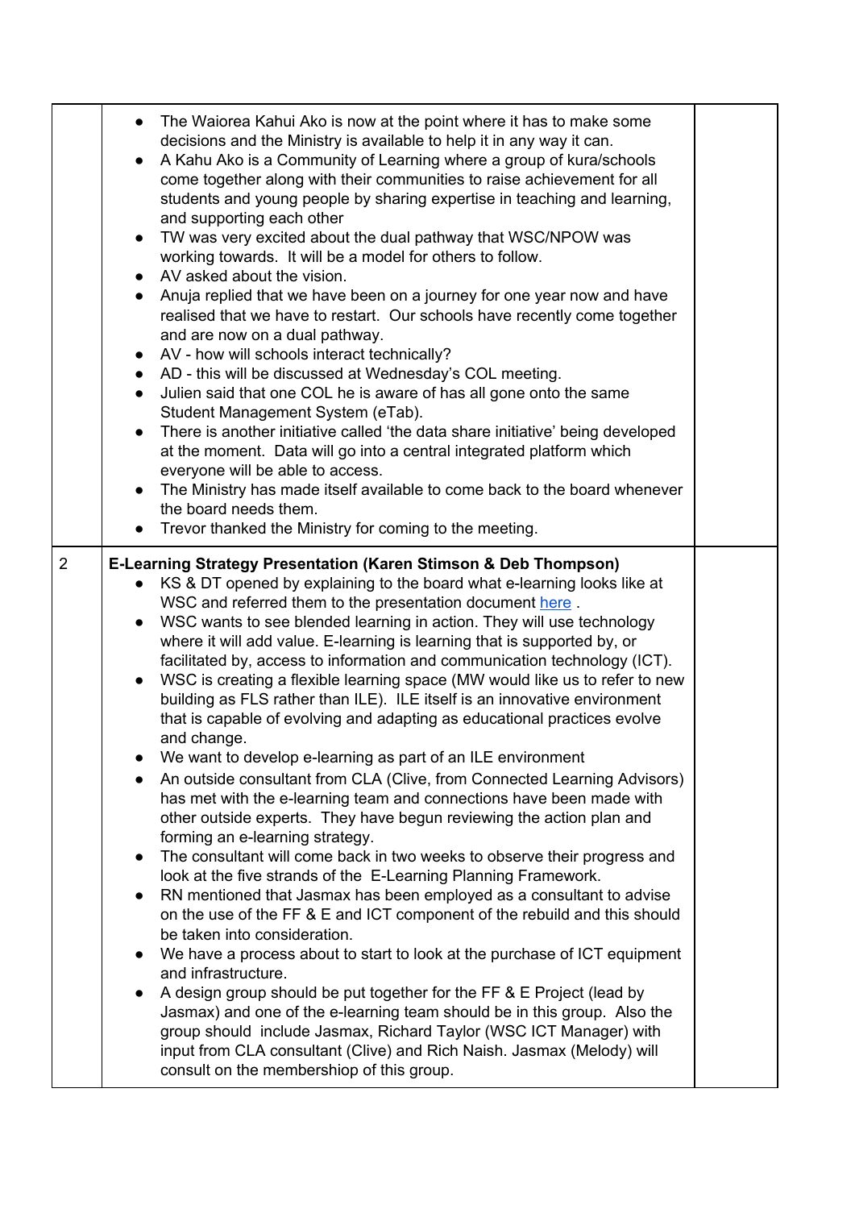| | | |
|---|---|---|
| | • The Waiorea Kahui Ako is now at the point where it has to make some decisions and the Ministry is available to help it in any way it can.<br>• A Kahu Ako is a Community of Learning where a group of kura/schools come together along with their communities to raise achievement for all students and young people by sharing expertise in teaching and learning, and supporting each other<br>• TW was very excited about the dual pathway that WSC/NPOW was working towards. It will be a model for others to follow.<br>• AV asked about the vision.<br>• Anuja replied that we have been on a journey for one year now and have realised that we have to restart. Our schools have recently come together and are now on a dual pathway.<br>• AV - how will schools interact technically?<br>• AD - this will be discussed at Wednesday's COL meeting.<br>• Julien said that one COL he is aware of has all gone onto the same Student Management System (eTab).<br>• There is another initiative called 'the data share initiative' being developed at the moment. Data will go into a central integrated platform which everyone will be able to access.<br>• The Ministry has made itself available to come back to the board whenever the board needs them.<br>• Trevor thanked the Ministry for coming to the meeting. | |
| 2 | **E-Learning Strategy Presentation (Karen Stimson & Deb Thompson)**<br>• KS & DT opened by explaining to the board what e-learning looks like at WSC and referred them to the presentation document here .<br>• WSC wants to see blended learning in action. They will use technology where it will add value. E-learning is learning that is supported by, or facilitated by, access to information and communication technology (ICT).<br>• WSC is creating a flexible learning space (MW would like us to refer to new building as FLS rather than ILE). ILE itself is an innovative environment that is capable of evolving and adapting as educational practices evolve and change.<br>• We want to develop e-learning as part of an ILE environment<br>• An outside consultant from CLA (Clive, from Connected Learning Advisors) has met with the e-learning team and connections have been made with other outside experts. They have begun reviewing the action plan and forming an e-learning strategy.<br>• The consultant will come back in two weeks to observe their progress and look at the five strands of the E-Learning Planning Framework.<br>• RN mentioned that Jasmax has been employed as a consultant to advise on the use of the FF & E and ICT component of the rebuild and this should be taken into consideration.<br>• We have a process about to start to look at the purchase of ICT equipment and infrastructure.<br>• A design group should be put together for the FF & E Project (lead by Jasmax) and one of the e-learning team should be in this group. Also the group should include Jasmax, Richard Taylor (WSC ICT Manager) with input from CLA consultant (Clive) and Rich Naish. Jasmax (Melody) will consult on the membershiop of this group. | |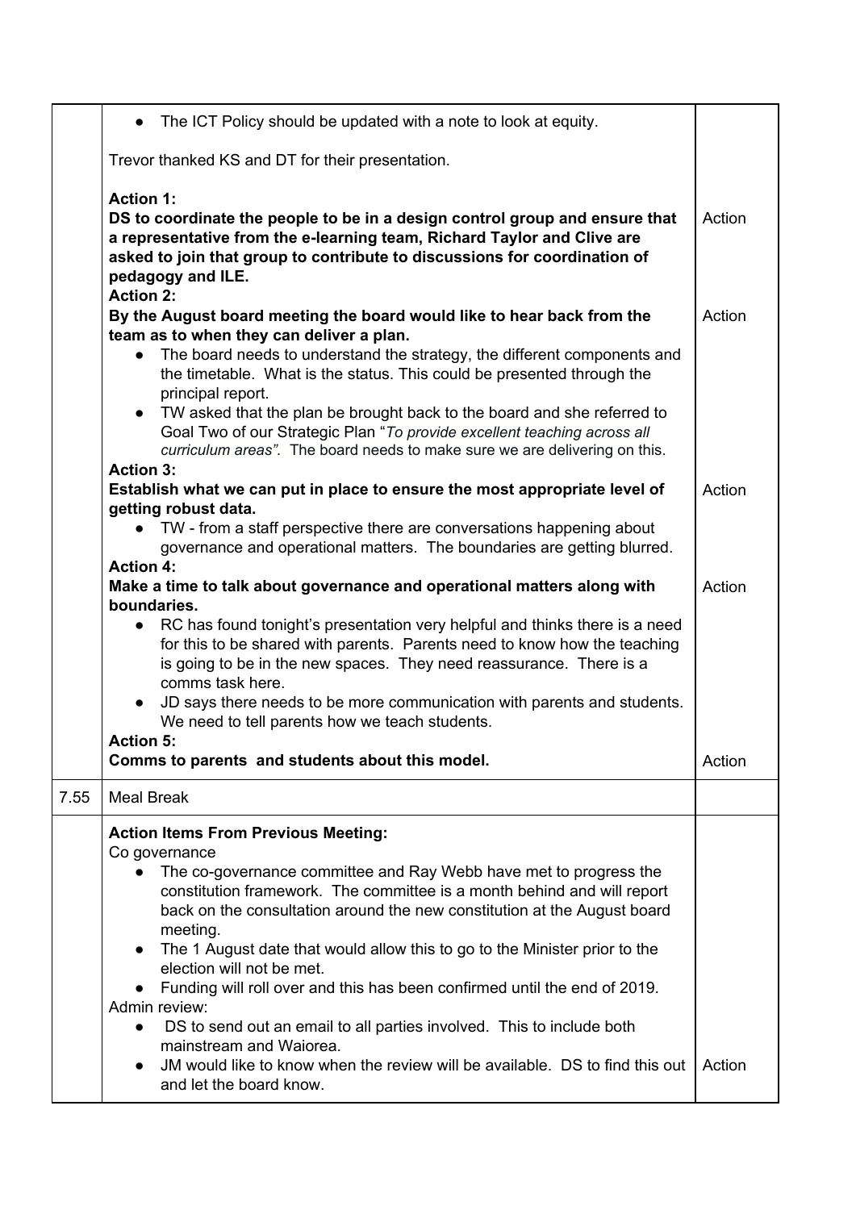| | | |
|---|---|---|
| | • The ICT Policy should be updated with a note to look at equity.<br><br>Trevor thanked KS and DT for their presentation.<br><br>**Action 1:**<br>**DS to coordinate the people to be in a design control group and ensure that a representative from the e-learning team, Richard Taylor and Clive are asked to join that group to contribute to discussions for coordination of pedagogy and ILE.**<br>**Action 2:**<br>**By the August board meeting the board would like to hear back from the team as to when they can deliver a plan.**<br>• The board needs to understand the strategy, the different components and the timetable. What is the status. This could be presented through the principal report.<br>• TW asked that the plan be brought back to the board and she referred to Goal Two of our Strategic Plan "*To provide excellent teaching across all curriculum areas".* The board needs to make sure we are delivering on this.<br>**Action 3:**<br>**Establish what we can put in place to ensure the most appropriate level of getting robust data.**<br>• TW - from a staff perspective there are conversations happening about governance and operational matters. The boundaries are getting blurred.<br>**Action 4:**<br>**Make a time to talk about governance and operational matters along with boundaries.**<br>• RC has found tonight's presentation very helpful and thinks there is a need for this to be shared with parents. Parents need to know how the teaching is going to be in the new spaces. They need reassurance. There is a comms task here.<br>• JD says there needs to be more communication with parents and students. We need to tell parents how we teach students.<br>**Action 5:**<br>**Comms to parents and students about this model.** | Action<br><br>Action<br><br>Action<br><br>Action<br><br>Action |
| 7.55 | Meal Break | |
| | **Action Items From Previous Meeting:**<br>Co governance<br>• The co-governance committee and Ray Webb have met to progress the constitution framework. The committee is a month behind and will report back on the consultation around the new constitution at the August board meeting.<br>• The 1 August date that would allow this to go to the Minister prior to the election will not be met.<br>• Funding will roll over and this has been confirmed until the end of 2019.<br>Admin review:<br>• DS to send out an email to all parties involved. This to include both mainstream and Waiorea.<br>• JM would like to know when the review will be available. DS to find this out and let the board know. | Action |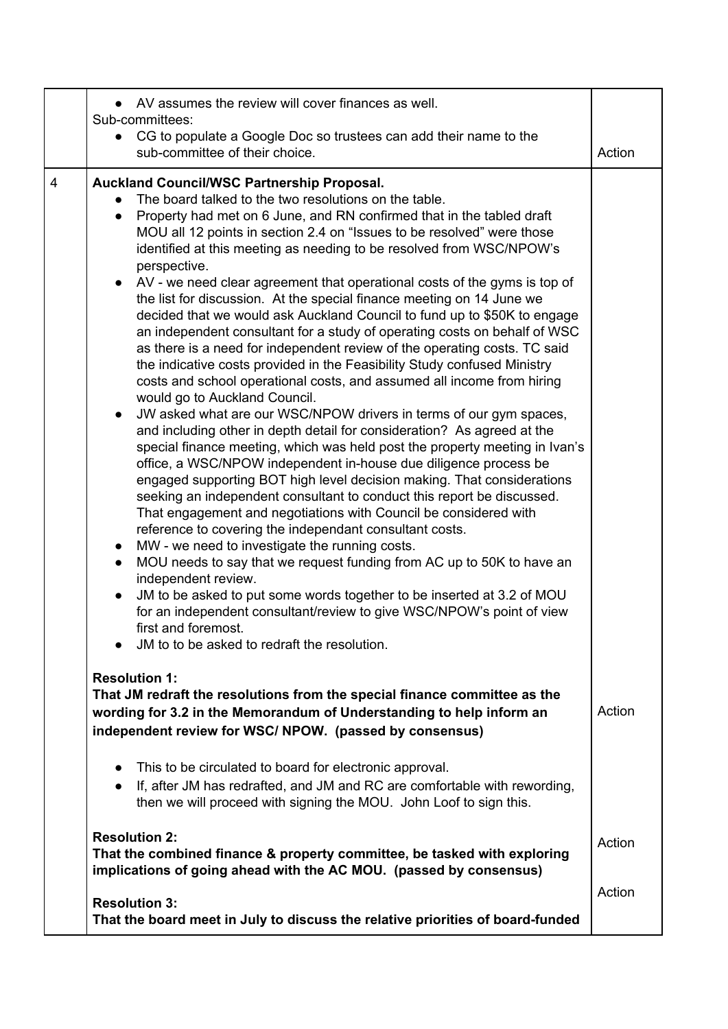| | | |
|---|---|---|
| | • AV assumes the review will cover finances as well.<br>Sub-committees:<br>• CG to populate a Google Doc so trustees can add their name to the sub-committee of their choice. | Action |
| 4 | **Auckland Council/WSC Partnership Proposal.**<br>• The board talked to the two resolutions on the table.<br>• Property had met on 6 June, and RN confirmed that in the tabled draft MOU all 12 points in section 2.4 on "Issues to be resolved" were those identified at this meeting as needing to be resolved from WSC/NPOW's perspective.<br>• AV - we need clear agreement that operational costs of the gyms is top of the list for discussion. At the special finance meeting on 14 June we decided that we would ask Auckland Council to fund up to $50K to engage an independent consultant for a study of operating costs on behalf of WSC as there is a need for independent review of the operating costs. TC said the indicative costs provided in the Feasibility Study confused Ministry costs and school operational costs, and assumed all income from hiring would go to Auckland Council.<br>• JW asked what are our WSC/NPOW drivers in terms of our gym spaces, and including other in depth detail for consideration? As agreed at the special finance meeting, which was held post the property meeting in Ivan's office, a WSC/NPOW independent in-house due diligence process be engaged supporting BOT high level decision making. That considerations seeking an independent consultant to conduct this report be discussed. That engagement and negotiations with Council be considered with reference to covering the independant consultant costs.<br>• MW - we need to investigate the running costs.<br>• MOU needs to say that we request funding from AC up to 50K to have an independent review.<br>• JM to be asked to put some words together to be inserted at 3.2 of MOU for an independent consultant/review to give WSC/NPOW's point of view first and foremost.<br>• JM to to be asked to redraft the resolution.<br><br>**Resolution 1:**<br>**That JM redraft the resolutions from the special finance committee as the wording for 3.2 in the Memorandum of Understanding to help inform an independent review for WSC/ NPOW. (passed by consensus)**<br><br>• This to be circulated to board for electronic approval.<br>• If, after JM has redrafted, and JM and RC are comfortable with rewording, then we will proceed with signing the MOU. John Loof to sign this.<br><br>**Resolution 2:**<br>**That the combined finance & property committee, be tasked with exploring implications of going ahead with the AC MOU. (passed by consensus)**<br><br>**Resolution 3:**<br>**That the board meet in July to discuss the relative priorities of board-funded** | Action<br><br>Action<br><br>Action |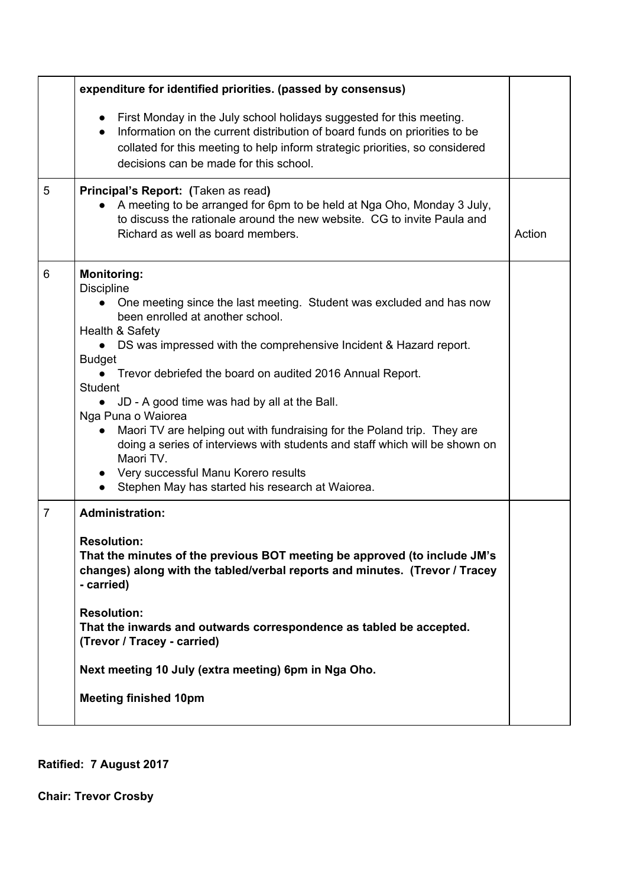| | | |
|---|---|---|
| | **expenditure for identified priorities. (passed by consensus)**<br><br>● First Monday in the July school holidays suggested for this meeting.<br>● Information on the current distribution of board funds on priorities to be collated for this meeting to help inform strategic priorities, so considered decisions can be made for this school. | |
| 5 | **Principal's Report: (**Taken as read**)**<br>● A meeting to be arranged for 6pm to be held at Nga Oho, Monday 3 July, to discuss the rationale around the new website. CG to invite Paula and Richard as well as board members. | Action |
| 6 | **Monitoring:**<br>Discipline<br>● One meeting since the last meeting. Student was excluded and has now been enrolled at another school.<br>Health & Safety<br>● DS was impressed with the comprehensive Incident & Hazard report.<br>Budget<br>● Trevor debriefed the board on audited 2016 Annual Report.<br>Student<br>● JD - A good time was had by all at the Ball.<br>Nga Puna o Waiorea<br>● Maori TV are helping out with fundraising for the Poland trip. They are doing a series of interviews with students and staff which will be shown on Maori TV.<br>● Very successful Manu Korero results<br>● Stephen May has started his research at Waiorea. | |
| 7 | **Administration:**<br><br>**Resolution:**<br>**That the minutes of the previous BOT meeting be approved (to include JM's changes) along with the tabled/verbal reports and minutes. (Trevor / Tracey - carried)**<br><br>**Resolution:**<br>**That the inwards and outwards correspondence as tabled be accepted. (Trevor / Tracey - carried)**<br><br>**Next meeting 10 July (extra meeting) 6pm in Nga Oho.**<br><br>**Meeting finished 10pm** | |

**Ratified: 7 August 2017**

**Chair: Trevor Crosby**